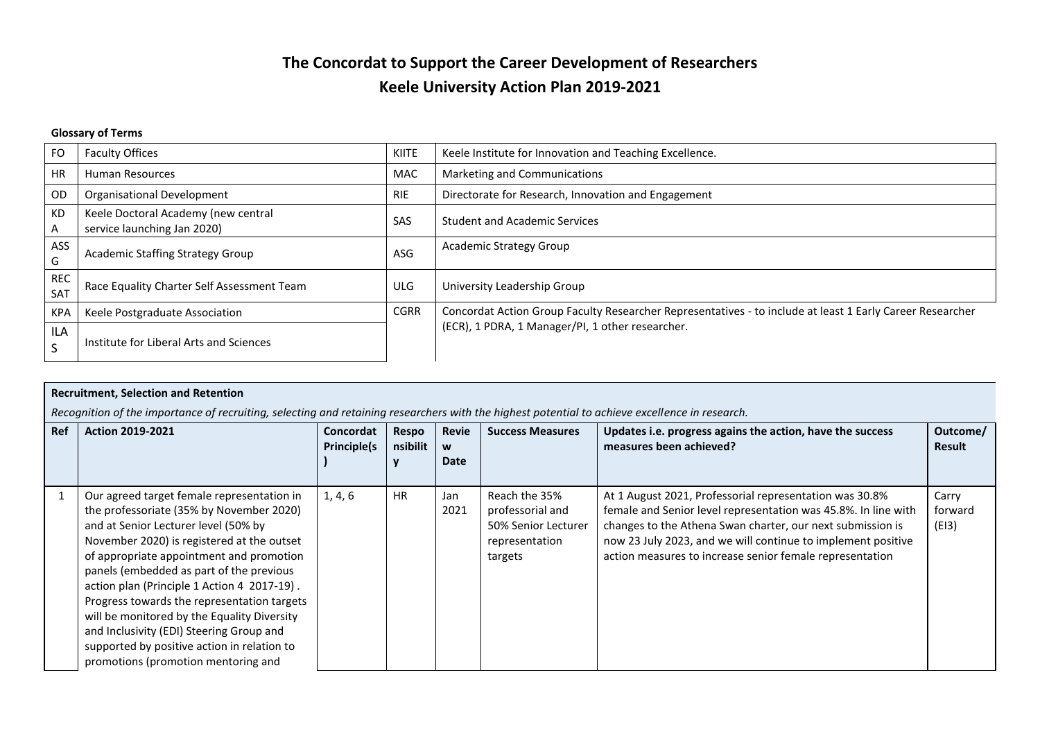# The Concordat to Support the Career Development of Researchers

# Keele University Action Plan 2019-2021

**Glossary of Terms**

| | | | |
|---|---|---|---|
| FO | Faculty Offices | KIITE | Keele Institute for Innovation and Teaching Excellence. |
| HR | Human Resources | MAC | Marketing and Communications |
| OD | Organisational Development | RIE | Directorate for Research, Innovation and Engagement |
| KDA | Keele Doctoral Academy (new central service launching Jan 2020) | SAS | Student and Academic Services |
| ASSG | Academic Staffing Strategy Group | ASG | Academic Strategy Group |
| REC SAT | Race Equality Charter Self Assessment Team | ULG | University Leadership Group |
| KPA | Keele Postgraduate Association | CGRR | Concordat Action Group Faculty Researcher Representatives - to include at least 1 Early Career Researcher (ECR), 1 PDRA, 1 Manager/PI, 1 other researcher. |
| ILAS | Institute for Liberal Arts and Sciences | | |

**Recruitment, Selection and Retention**

*Recognition of the importance of recruiting, selecting and retaining researchers with the highest potential to achieve excellence in research.*

| Ref | Action 2019-2021 | Concordat Principle(s) | Responsibility | Review Date | Success Measures | Updates i.e. progress agains the action, have the success measures been achieved? | Outcome/ Result |
|---|---|---|---|---|---|---|---|
| 1 | Our agreed target female representation in the professoriate (35% by November 2020) and at Senior Lecturer level (50% by November 2020) is registered at the outset of appropriate appointment and promotion panels (embedded as part of the previous action plan (Principle 1 Action 4 2017-19) . Progress towards the representation targets will be monitored by the Equality Diversity and Inclusivity (EDI) Steering Group and supported by positive action in relation to promotions (promotion mentoring and | 1, 4, 6 | HR | Jan 2021 | Reach the 35% professorial and 50% Senior Lecturer representation targets | At 1 August 2021, Professorial representation was 30.8% female and Senior level representation was 45.8%. In line with changes to the Athena Swan charter, our next submission is now 23 July 2023, and we will continue to implement positive action measures to increase senior female representation | Carry forward (EI3) |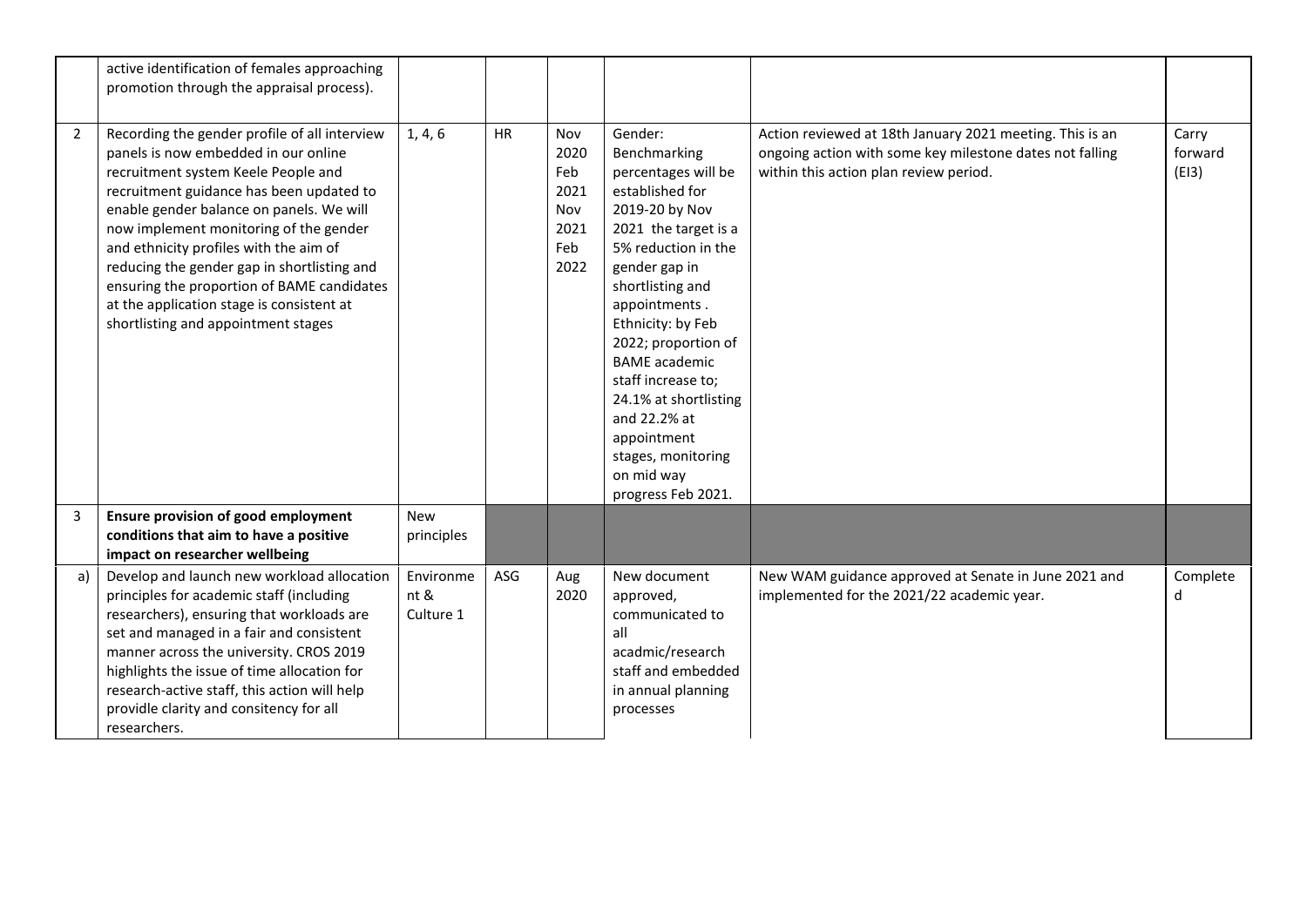| | | | | | | | |
|---|---|---|---|---|---|---|---|
| | active identification of females approaching promotion through the appraisal process). | | | | | | |
| 2 | Recording the gender profile of all interview panels is now embedded in our online recruitment system Keele People and recruitment guidance has been updated to enable gender balance on panels. We will now implement monitoring of the gender and ethnicity profiles with the aim of reducing the gender gap in shortlisting and ensuring the proportion of BAME candidates at the application stage is consistent at shortlisting and appointment stages | 1, 4, 6 | HR | Nov 2020 Feb 2021 Nov 2021 Feb 2022 | Gender: Benchmarking percentages will be established for 2019-20 by Nov 2021 the target is a 5% reduction in the gender gap in shortlisting and appointments . Ethnicity: by Feb 2022; proportion of BAME academic staff increase to; 24.1% at shortlisting and 22.2% at appointment stages, monitoring on mid way progress Feb 2021. | Action reviewed at 18th January 2021 meeting. This is an ongoing action with some key milestone dates not falling within this action plan review period. | Carry forward (EI3) |
| 3 | **Ensure provision of good employment conditions that aim to have a positive impact on researcher wellbeing** | New principles | | | | | |
| a) | Develop and launch new workload allocation principles for academic staff (including researchers), ensuring that workloads are set and managed in a fair and consistent manner across the university. CROS 2019 highlights the issue of time allocation for research-active staff, this action will help provilde clarity and consitency for all researchers. | Environment & Culture 1 | ASG | Aug 2020 | New document approved, communicated to all acadmic/research staff and embedded in annual planning processes | New WAM guidance approved at Senate in June 2021 and implemented for the 2021/22 academic year. | Completed |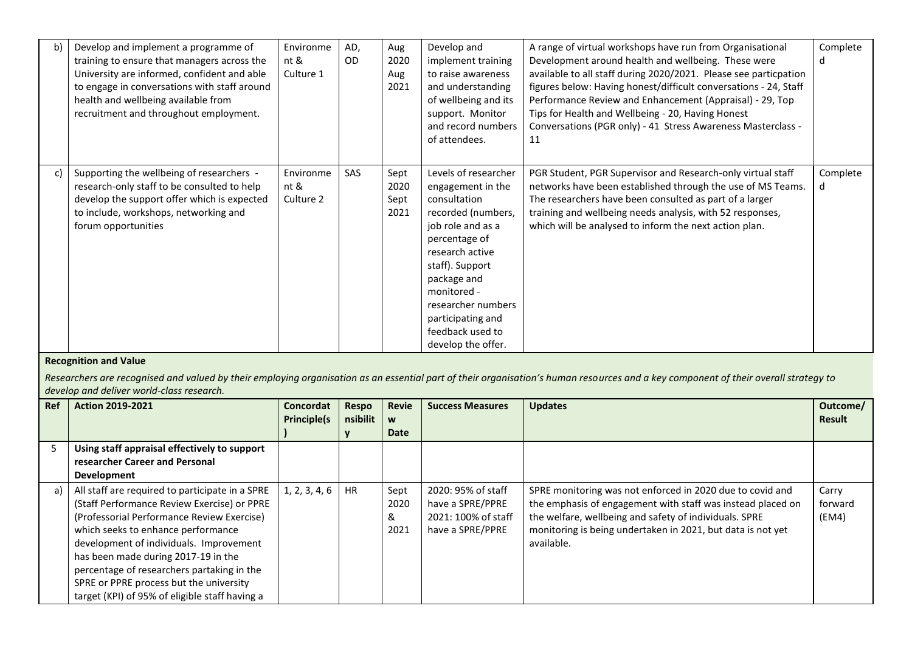| b) | Develop and implement a programme of training to ensure that managers across the University are informed, confident and able to engage in conversations with staff around health and wellbeing available from recruitment and throughout employment. | Environment & Culture 1 | AD, OD | Aug 2020 Aug 2021 | Develop and implement training to raise awareness and understanding of wellbeing and its support. Monitor and record numbers of attendees. | A range of virtual workshops have run from Organisational Development around health and wellbeing. These were available to all staff during 2020/2021. Please see particpation figures below: Having honest/difficult conversations - 24, Staff Performance Review and Enhancement (Appraisal) - 29, Top Tips for Health and Wellbeing - 20, Having Honest Conversations (PGR only) - 41 Stress Awareness Masterclass - 11 | Completed |
|---|---|---|---|---|---|---|---|
| c) | Supporting the wellbeing of researchers - research-only staff to be consulted to help develop the support offer which is expected to include, workshops, networking and forum opportunities | Environment & Culture 2 | SAS | Sept 2020 Sept 2021 | Levels of researcher engagement in the consultation recorded (numbers, job role and as a percentage of research active staff). Support package and monitored - researcher numbers participating and feedback used to develop the offer. | PGR Student, PGR Supervisor and Research-only virtual staff networks have been established through the use of MS Teams. The researchers have been consulted as part of a larger training and wellbeing needs analysis, with 52 responses, which will be analysed to inform the next action plan. | Completed |

**Recognition and Value**

*Researchers are recognised and valued by their employing organisation as an essential part of their organisation's human resources and a key component of their overall strategy to develop and deliver world-class research.*

| Ref | Action 2019-2021 | Concordat Principle(s) | Responsibility | Review Date | Success Measures | Updates | Outcome/ Result |
|---|---|---|---|---|---|---|---|
| 5 | **Using staff appraisal effectively to support researcher Career and Personal Development** | | | | | | |
| a) | All staff are required to participate in a SPRE (Staff Performance Review Exercise) or PPRE (Professorial Performance Review Exercise) which seeks to enhance performance development of individuals. Improvement has been made during 2017-19 in the percentage of researchers partaking in the SPRE or PPRE process but the university target (KPI) of 95% of eligible staff having a | 1, 2, 3, 4, 6 | HR | Sept 2020 & 2021 | 2020: 95% of staff have a SPRE/PPRE 2021: 100% of staff have a SPRE/PPRE | SPRE monitoring was not enforced in 2020 due to covid and the emphasis of engagement with staff was instead placed on the welfare, wellbeing and safety of individuals. SPRE monitoring is being undertaken in 2021, but data is not yet available. | Carry forward (EM4) |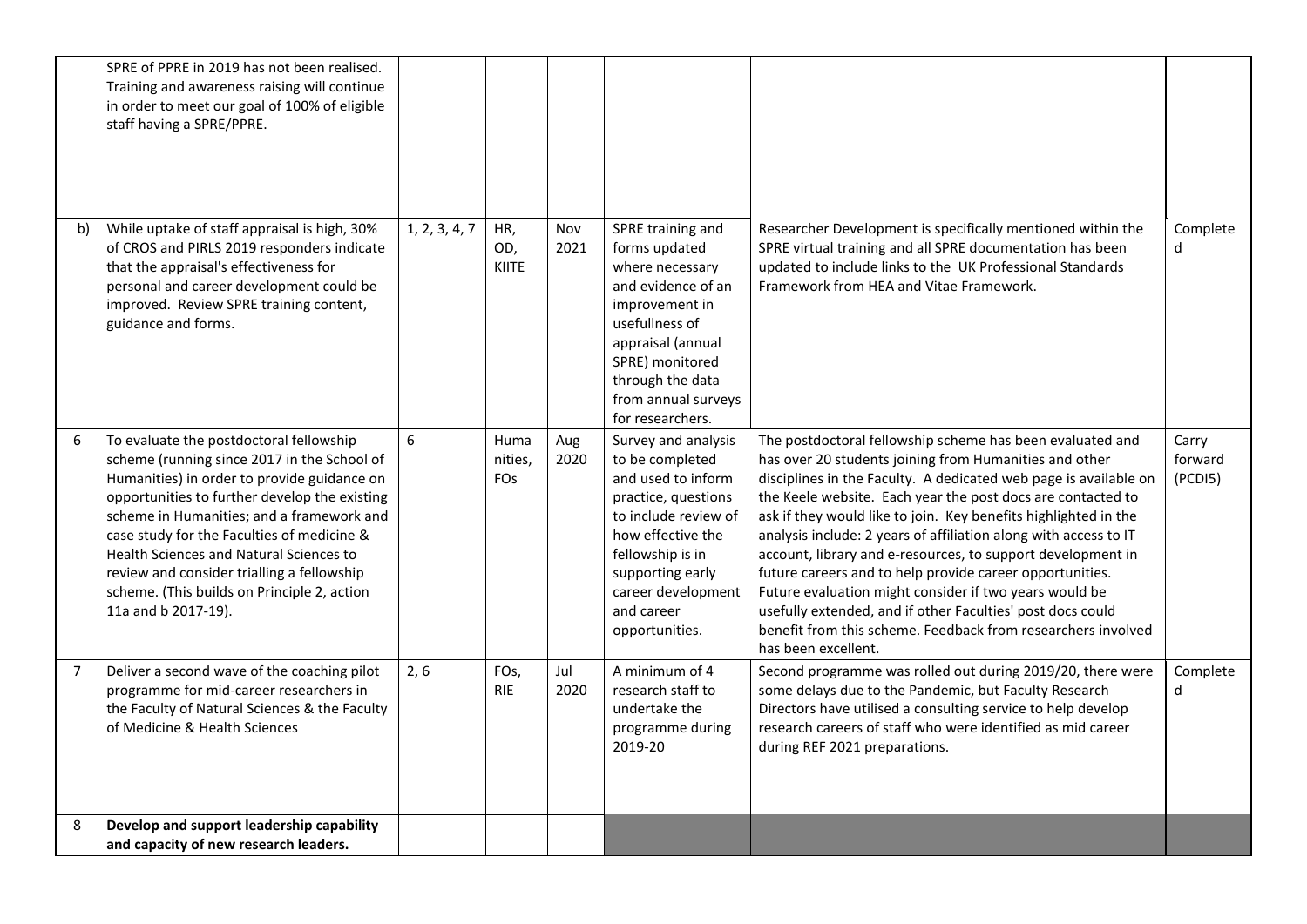| | | | | | | | |
|---|---|---|---|---|---|---|---|
| | SPRE of PPRE in 2019 has not been realised. Training and awareness raising will continue in order to meet our goal of 100% of eligible staff having a SPRE/PPRE. | | | | | | |
| b) | While uptake of staff appraisal is high, 30% of CROS and PIRLS 2019 responders indicate that the appraisal's effectiveness for personal and career development could be improved. Review SPRE training content, guidance and forms. | 1, 2, 3, 4, 7 | HR, OD, KIITE | Nov 2021 | SPRE training and forms updated where necessary and evidence of an improvement in usefullness of appraisal (annual SPRE) monitored through the data from annual surveys for researchers. | Researcher Development is specifically mentioned within the SPRE virtual training and all SPRE documentation has been updated to include links to the UK Professional Standards Framework from HEA and Vitae Framework. | Completed |
| 6 | To evaluate the postdoctoral fellowship scheme (running since 2017 in the School of Humanities) in order to provide guidance on opportunities to further develop the existing scheme in Humanities; and a framework and case study for the Faculties of medicine & Health Sciences and Natural Sciences to review and consider trialling a fellowship scheme. (This builds on Principle 2, action 11a and b 2017-19). | 6 | Humanities, FOs | Aug 2020 | Survey and analysis to be completed and used to inform practice, questions to include review of how effective the fellowship is in supporting early career development and career opportunities. | The postdoctoral fellowship scheme has been evaluated and has over 20 students joining from Humanities and other disciplines in the Faculty. A dedicated web page is available on the Keele website. Each year the post docs are contacted to ask if they would like to join. Key benefits highlighted in the analysis include: 2 years of affiliation along with access to IT account, library and e-resources, to support development in future careers and to help provide career opportunities. Future evaluation might consider if two years would be usefully extended, and if other Faculties' post docs could benefit from this scheme. Feedback from researchers involved has been excellent. | Carry forward (PCDI5) |
| 7 | Deliver a second wave of the coaching pilot programme for mid-career researchers in the Faculty of Natural Sciences & the Faculty of Medicine & Health Sciences | 2, 6 | FOs, RIE | Jul 2020 | A minimum of 4 research staff to undertake the programme during 2019-20 | Second programme was rolled out during 2019/20, there were some delays due to the Pandemic, but Faculty Research Directors have utilised a consulting service to help develop research careers of staff who were identified as mid career during REF 2021 preparations. | Completed |
| 8 | **Develop and support leadership capability and capacity of new research leaders.** | | | | | | |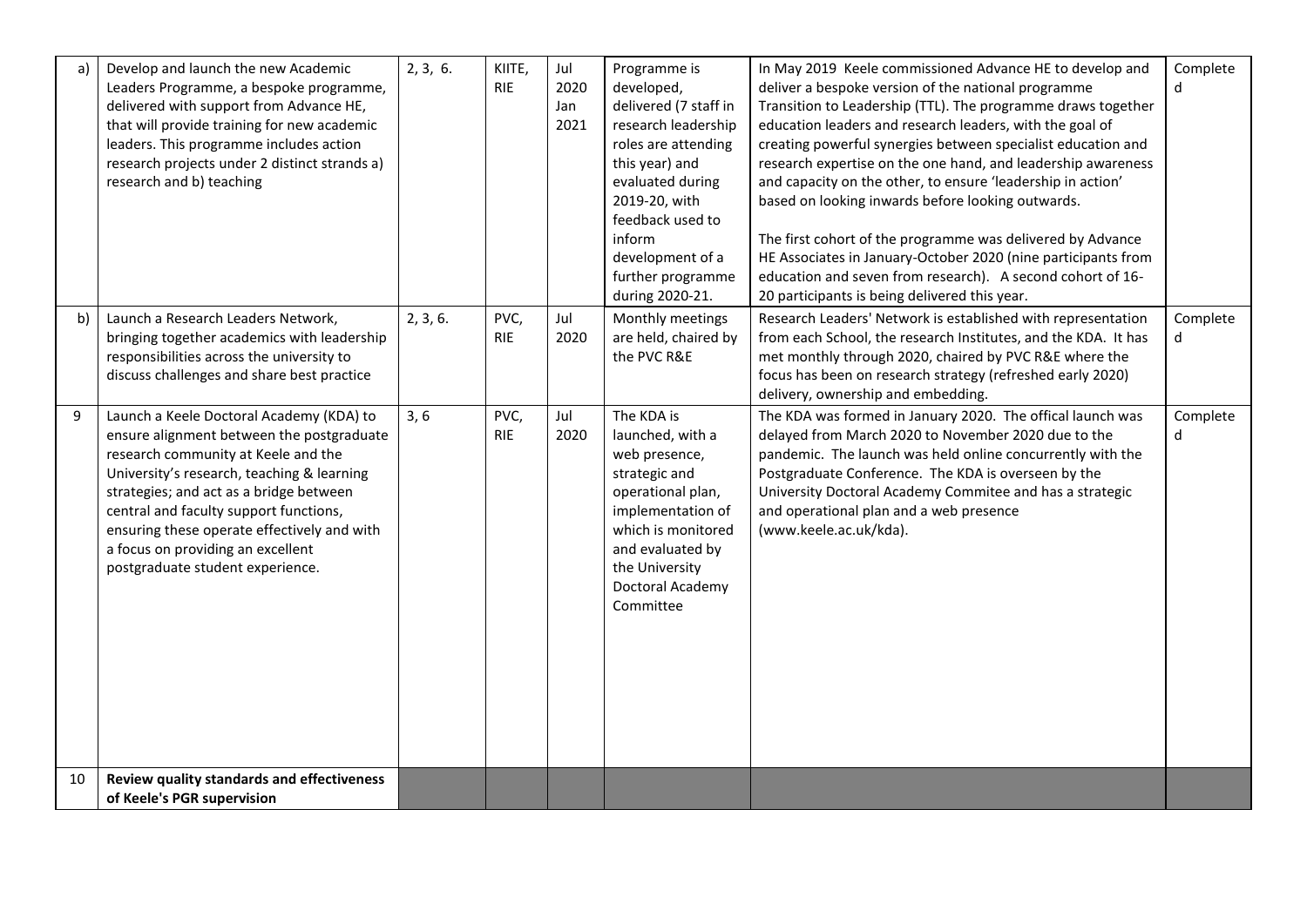| | | | | | | | |
|---|---|---|---|---|---|---|---|
| a) | Develop and launch the new Academic Leaders Programme, a bespoke programme, delivered with support from Advance HE, that will provide training for new academic leaders. This programme includes action research projects under 2 distinct strands a) research and b) teaching | 2, 3, 6. | KIITE, RIE | Jul 2020 Jan 2021 | Programme is developed, delivered (7 staff in research leadership roles are attending this year) and evaluated during 2019-20, with feedback used to inform development of a further programme during 2020-21. | In May 2019 Keele commissioned Advance HE to develop and deliver a bespoke version of the national programme Transition to Leadership (TTL). The programme draws together education leaders and research leaders, with the goal of creating powerful synergies between specialist education and research expertise on the one hand, and leadership awareness and capacity on the other, to ensure 'leadership in action' based on looking inwards before looking outwards.<br><br>The first cohort of the programme was delivered by Advance HE Associates in January-October 2020 (nine participants from education and seven from research). A second cohort of 16-20 participants is being delivered this year. | Completed |
| b) | Launch a Research Leaders Network, bringing together academics with leadership responsibilities across the university to discuss challenges and share best practice | 2, 3, 6. | PVC, RIE | Jul 2020 | Monthly meetings are held, chaired by the PVC R&E | Research Leaders' Network is established with representation from each School, the research Institutes, and the KDA. It has met monthly through 2020, chaired by PVC R&E where the focus has been on research strategy (refreshed early 2020) delivery, ownership and embedding. | Completed |
| 9 | Launch a Keele Doctoral Academy (KDA) to ensure alignment between the postgraduate research community at Keele and the University's research, teaching & learning strategies; and act as a bridge between central and faculty support functions, ensuring these operate effectively and with a focus on providing an excellent postgraduate student experience. | 3, 6 | PVC, RIE | Jul 2020 | The KDA is launched, with a web presence, strategic and operational plan, implementation of which is monitored and evaluated by the University Doctoral Academy Committee | The KDA was formed in January 2020. The offical launch was delayed from March 2020 to November 2020 due to the pandemic. The launch was held online concurrently with the Postgraduate Conference. The KDA is overseen by the University Doctoral Academy Commitee and has a strategic and operational plan and a web presence (www.keele.ac.uk/kda). | Completed |
| 10 | **Review quality standards and effectiveness of Keele's PGR supervision** | | | | | | |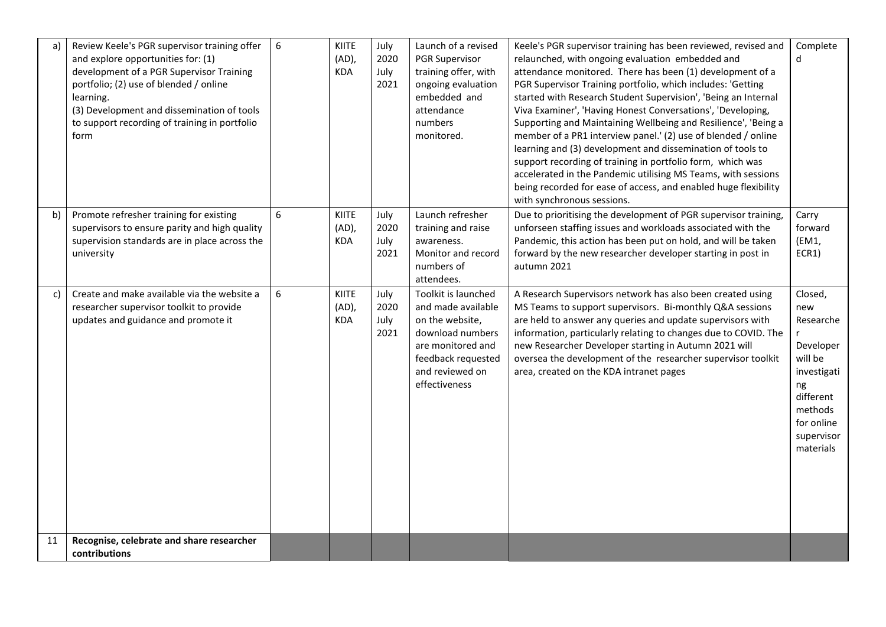| | | | | | | | |
|---|---|---|---|---|---|---|---|
| a) | Review Keele's PGR supervisor training offer and explore opportunities for: (1) development of a PGR Supervisor Training portfolio; (2) use of blended / online learning.<br>(3) Development and dissemination of tools to support recording of training in portfolio form | 6 | KIITE (AD), KDA | July 2020 July 2021 | Launch of a revised PGR Supervisor training offer, with ongoing evaluation embedded and attendance numbers monitored. | Keele's PGR supervisor training has been reviewed, revised and relaunched, with ongoing evaluation embedded and attendance monitored. There has been (1) development of a PGR Supervisor Training portfolio, which includes: 'Getting started with Research Student Supervision', 'Being an Internal Viva Examiner', 'Having Honest Conversations', 'Developing, Supporting and Maintaining Wellbeing and Resilience', 'Being a member of a PR1 interview panel.' (2) use of blended / online learning and (3) development and dissemination of tools to support recording of training in portfolio form, which was accelerated in the Pandemic utilising MS Teams, with sessions being recorded for ease of access, and enabled huge flexibility with synchronous sessions. | Completed |
| b) | Promote refresher training for existing supervisors to ensure parity and high quality supervision standards are in place across the university | 6 | KIITE (AD), KDA | July 2020 July 2021 | Launch refresher training and raise awareness. Monitor and record numbers of attendees. | Due to prioritising the development of PGR supervisor training, unforseen staffing issues and workloads associated with the Pandemic, this action has been put on hold, and will be taken forward by the new researcher developer starting in post in autumn 2021 | Carry forward (EM1, ECR1) |
| c) | Create and make available via the website a researcher supervisor toolkit to provide updates and guidance and promote it | 6 | KIITE (AD), KDA | July 2020 July 2021 | Toolkit is launched and made available on the website, download numbers are monitored and feedback requested and reviewed on effectiveness | A Research Supervisors network has also been created using MS Teams to support supervisors. Bi-monthly Q&A sessions are held to answer any queries and update supervisors with information, particularly relating to changes due to COVID. The new Researcher Developer starting in Autumn 2021 will oversea the development of the researcher supervisor toolkit area, created on the KDA intranet pages | Closed, new Researcher Developer will be investigating different methods for online supervisor materials |
| 11 | **Recognise, celebrate and share researcher contributions** | | | | | | |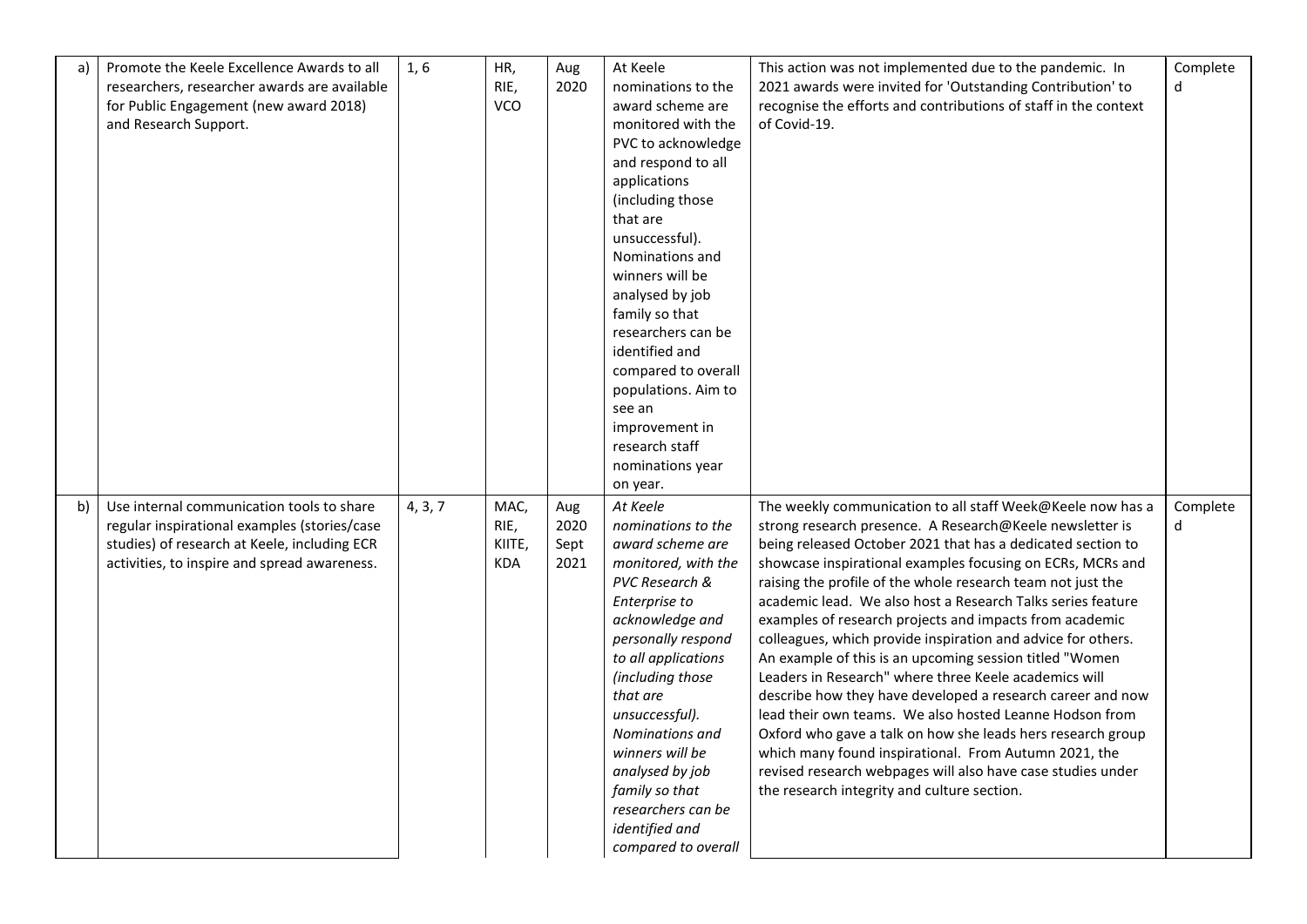| | | | | | | | |
|---|---|---|---|---|---|---|---|
| a) | Promote the Keele Excellence Awards to all researchers, researcher awards are available for Public Engagement (new award 2018) and Research Support. | 1, 6 | HR, RIE, VCO | Aug 2020 | At Keele nominations to the award scheme are monitored with the PVC to acknowledge and respond to all applications (including those that are unsuccessful). Nominations and winners will be analysed by job family so that researchers can be identified and compared to overall populations. Aim to see an improvement in research staff nominations year on year. | This action was not implemented due to the pandemic. In 2021 awards were invited for 'Outstanding Contribution' to recognise the efforts and contributions of staff in the context of Covid-19. | Completed |
| b) | Use internal communication tools to share regular inspirational examples (stories/case studies) of research at Keele, including ECR activities, to inspire and spread awareness. | 4, 3, 7 | MAC, RIE, KIITE, KDA | Aug 2020 Sept 2021 | *At Keele nominations to the award scheme are monitored, with the PVC Research & Enterprise to acknowledge and personally respond to all applications (including those that are unsuccessful). Nominations and winners will be analysed by job family so that researchers can be identified and compared to overall* | The weekly communication to all staff Week@Keele now has a strong research presence. A Research@Keele newsletter is being released October 2021 that has a dedicated section to showcase inspirational examples focusing on ECRs, MCRs and raising the profile of the whole research team not just the academic lead. We also host a Research Talks series feature examples of research projects and impacts from academic colleagues, which provide inspiration and advice for others. An example of this is an upcoming session titled "Women Leaders in Research" where three Keele academics will describe how they have developed a research career and now lead their own teams. We also hosted Leanne Hodson from Oxford who gave a talk on how she leads hers research group which many found inspirational. From Autumn 2021, the revised research webpages will also have case studies under the research integrity and culture section. | Completed |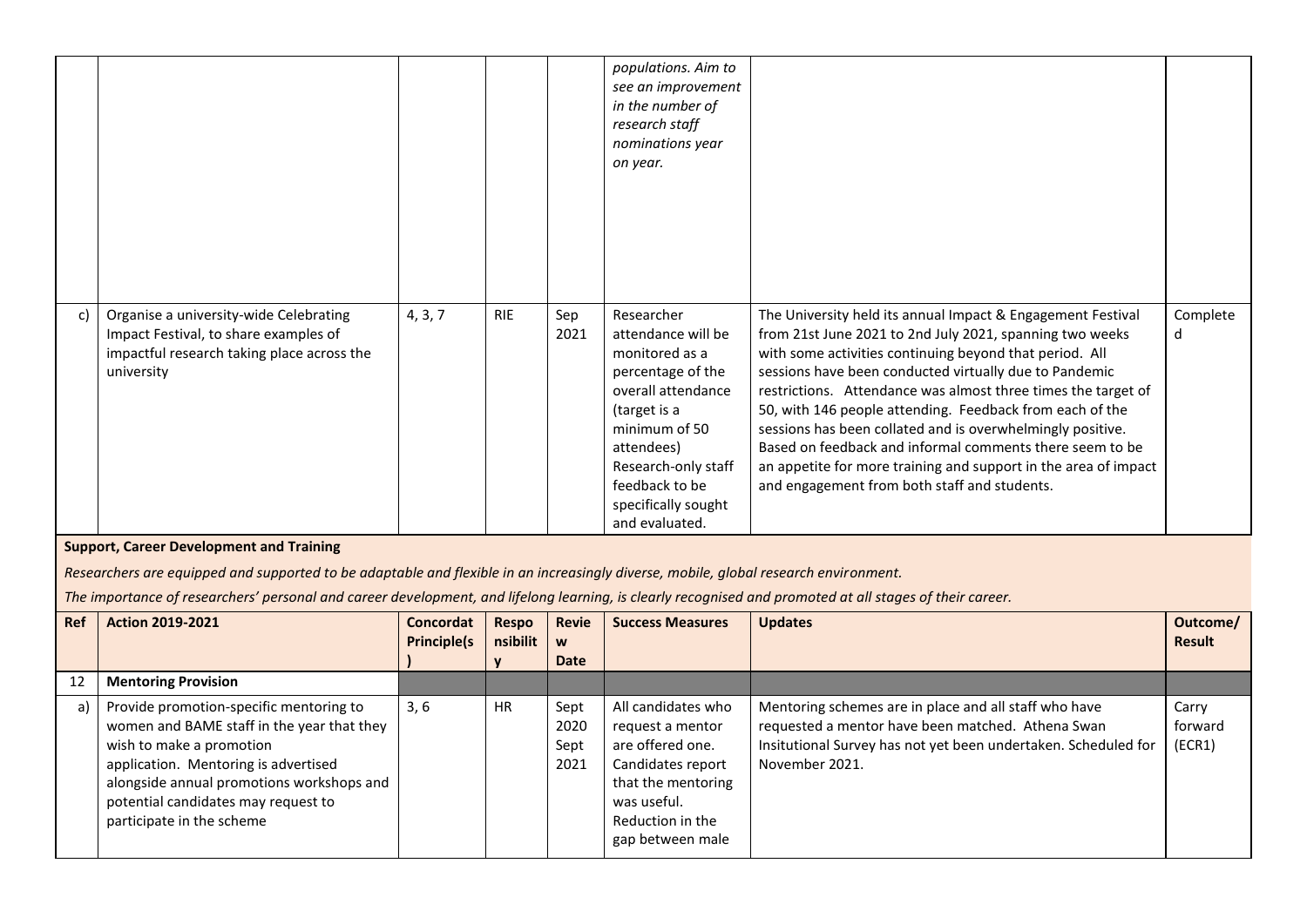| | | | | | *populations. Aim to see an improvement in the number of research staff nominations year on year.* | | |
|---|---|---|---|---|---|---|---|
| c) | Organise a university-wide Celebrating Impact Festival, to share examples of impactful research taking place across the university | 4, 3, 7 | RIE | Sep 2021 | Researcher attendance will be monitored as a percentage of the overall attendance (target is a minimum of 50 attendees) Research-only staff feedback to be specifically sought and evaluated. | The University held its annual Impact & Engagement Festival from 21st June 2021 to 2nd July 2021, spanning two weeks with some activities continuing beyond that period. All sessions have been conducted virtually due to Pandemic restrictions. Attendance was almost three times the target of 50, with 146 people attending. Feedback from each of the sessions has been collated and is overwhelmingly positive. Based on feedback and informal comments there seem to be an appetite for more training and support in the area of impact and engagement from both staff and students. | Completed |

**Support, Career Development and Training**

*Researchers are equipped and supported to be adaptable and flexible in an increasingly diverse, mobile, global research environment.*

*The importance of researchers' personal and career development, and lifelong learning, is clearly recognised and promoted at all stages of their career.*

| Ref | Action 2019-2021 | Concordat Principle(s) | Responsibility | Review Date | Success Measures | Updates | Outcome/ Result |
|---|---|---|---|---|---|---|---|
| 12 | **Mentoring Provision** | | | | | | |
| a) | Provide promotion-specific mentoring to women and BAME staff in the year that they wish to make a promotion application. Mentoring is advertised alongside annual promotions workshops and potential candidates may request to participate in the scheme | 3, 6 | HR | Sept 2020 Sept 2021 | All candidates who request a mentor are offered one. Candidates report that the mentoring was useful. Reduction in the gap between male | Mentoring schemes are in place and all staff who have requested a mentor have been matched. Athena Swan Insitutional Survey has not yet been undertaken. Scheduled for November 2021. | Carry forward (ECR1) |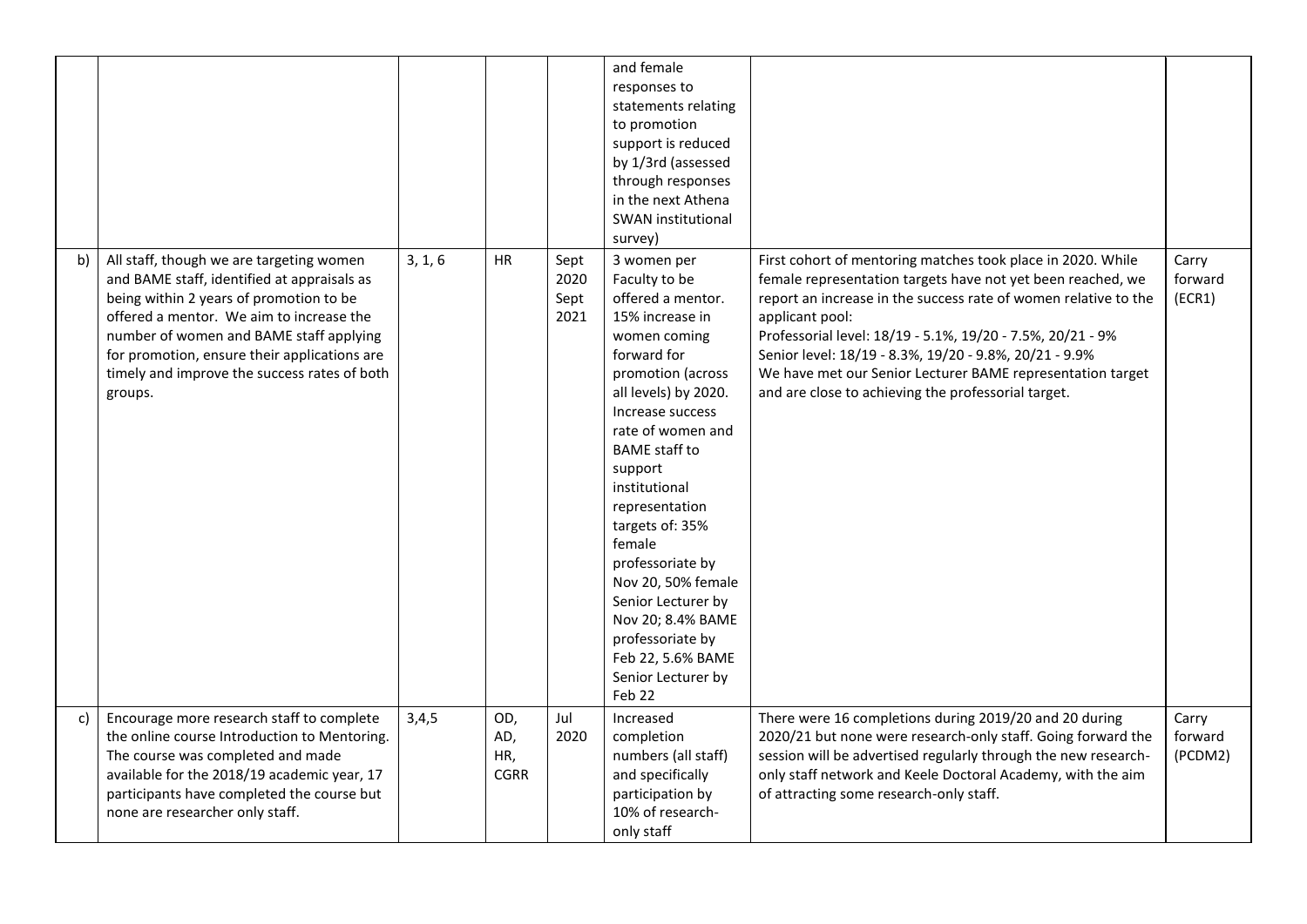| | | | | | | | |
|---|---|---|---|---|---|---|---|
| | | | | | and female responses to statements relating to promotion support is reduced by 1/3rd (assessed through responses in the next Athena SWAN institutional survey) | | |
| b) | All staff, though we are targeting women and BAME staff, identified at appraisals as being within 2 years of promotion to be offered a mentor. We aim to increase the number of women and BAME staff applying for promotion, ensure their applications are timely and improve the success rates of both groups. | 3, 1, 6 | HR | Sept 2020 Sept 2021 | 3 women per Faculty to be offered a mentor. 15% increase in women coming forward for promotion (across all levels) by 2020. Increase success rate of women and BAME staff to support institutional representation targets of: 35% female professoriate by Nov 20, 50% female Senior Lecturer by Nov 20; 8.4% BAME professoriate by Feb 22, 5.6% BAME Senior Lecturer by Feb 22 | First cohort of mentoring matches took place in 2020. While female representation targets have not yet been reached, we report an increase in the success rate of women relative to the applicant pool:<br>Professorial level: 18/19 - 5.1%, 19/20 - 7.5%, 20/21 - 9%<br>Senior level: 18/19 - 8.3%, 19/20 - 9.8%, 20/21 - 9.9%<br>We have met our Senior Lecturer BAME representation target and are close to achieving the professorial target. | Carry forward (ECR1) |
| c) | Encourage more research staff to complete the online course Introduction to Mentoring. The course was completed and made available for the 2018/19 academic year, 17 participants have completed the course but none are researcher only staff. | 3,4,5 | OD, AD, HR, CGRR | Jul 2020 | Increased completion numbers (all staff) and specifically participation by 10% of research-only staff | There were 16 completions during 2019/20 and 20 during 2020/21 but none were research-only staff. Going forward the session will be advertised regularly through the new research-only staff network and Keele Doctoral Academy, with the aim of attracting some research-only staff. | Carry forward (PCDM2) |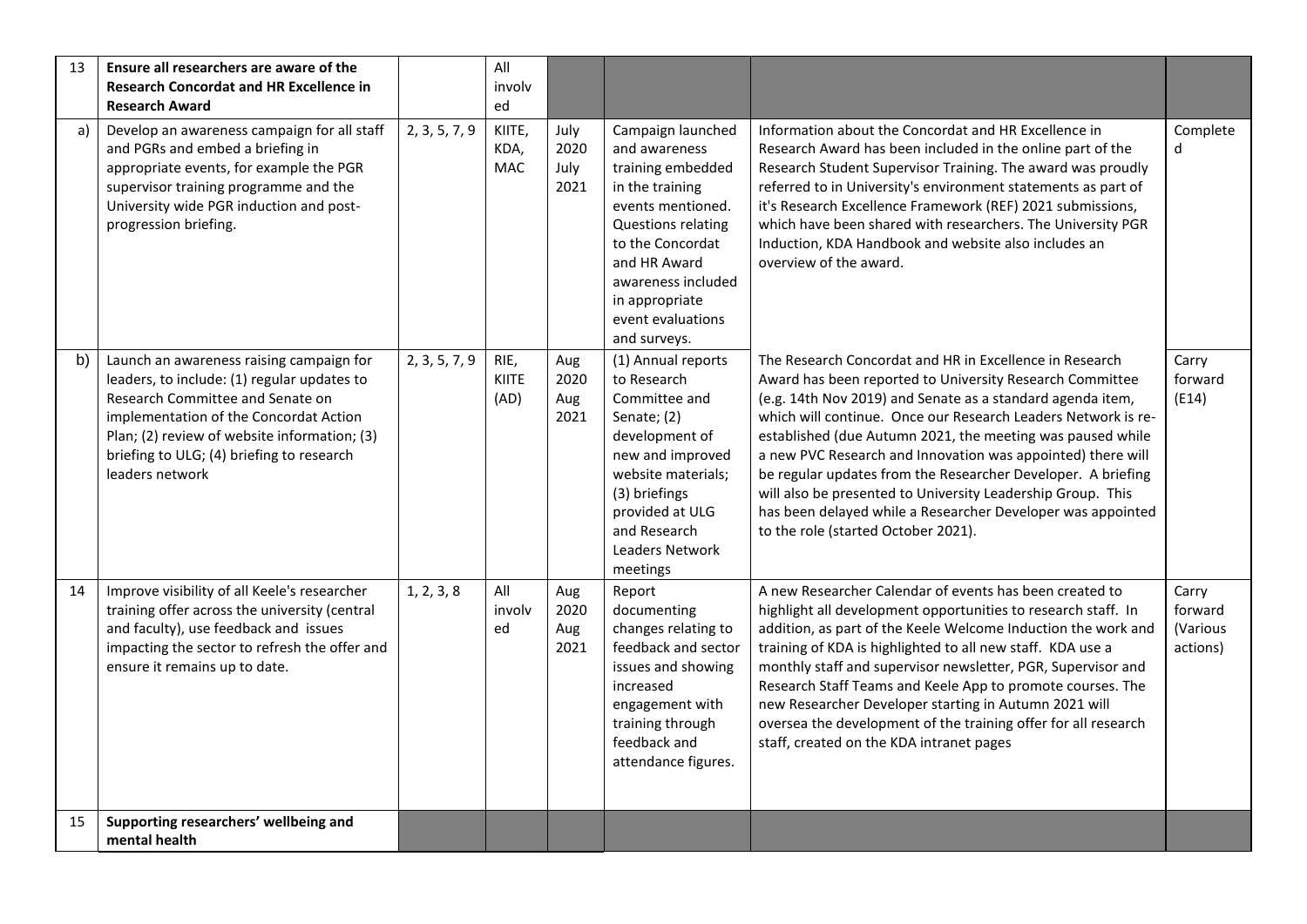| 13 | Ensure all researchers are aware of the Research Concordat and HR Excellence in Research Award | | All involved | | | | |
|---|---|---|---|---|---|---|---|
| a) | Develop an awareness campaign for all staff and PGRs and embed a briefing in appropriate events, for example the PGR supervisor training programme and the University wide PGR induction and post-progression briefing. | 2, 3, 5, 7, 9 | KIITE, KDA, MAC | July 2020 July 2021 | Campaign launched and awareness training embedded in the training events mentioned. Questions relating to the Concordat and HR Award awareness included in appropriate event evaluations and surveys. | Information about the Concordat and HR Excellence in Research Award has been included in the online part of the Research Student Supervisor Training. The award was proudly referred to in University's environment statements as part of it's Research Excellence Framework (REF) 2021 submissions, which have been shared with researchers. The University PGR Induction, KDA Handbook and website also includes an overview of the award. | Completed |
| b) | Launch an awareness raising campaign for leaders, to include: (1) regular updates to Research Committee and Senate on implementation of the Concordat Action Plan; (2) review of website information; (3) briefing to ULG; (4) briefing to research leaders network | 2, 3, 5, 7, 9 | RIE, KIITE (AD) | Aug 2020 Aug 2021 | (1) Annual reports to Research Committee and Senate; (2) development of new and improved website materials; (3) briefings provided at ULG and Research Leaders Network meetings | The Research Concordat and HR in Excellence in Research Award has been reported to University Research Committee (e.g. 14th Nov 2019) and Senate as a standard agenda item, which will continue. Once our Research Leaders Network is re-established (due Autumn 2021, the meeting was paused while a new PVC Research and Innovation was appointed) there will be regular updates from the Researcher Developer. A briefing will also be presented to University Leadership Group. This has been delayed while a Researcher Developer was appointed to the role (started October 2021). | Carry forward (E14) |
| 14 | Improve visibility of all Keele's researcher training offer across the university (central and faculty), use feedback and issues impacting the sector to refresh the offer and ensure it remains up to date. | 1, 2, 3, 8 | All involved | Aug 2020 Aug 2021 | Report documenting changes relating to feedback and sector issues and showing increased engagement with training through feedback and attendance figures. | A new Researcher Calendar of events has been created to highlight all development opportunities to research staff. In addition, as part of the Keele Welcome Induction the work and training of KDA is highlighted to all new staff. KDA use a monthly staff and supervisor newsletter, PGR, Supervisor and Research Staff Teams and Keele App to promote courses. The new Researcher Developer starting in Autumn 2021 will oversea the development of the training offer for all research staff, created on the KDA intranet pages | Carry forward (Various actions) |
| 15 | Supporting researchers' wellbeing and mental health | | | | | | |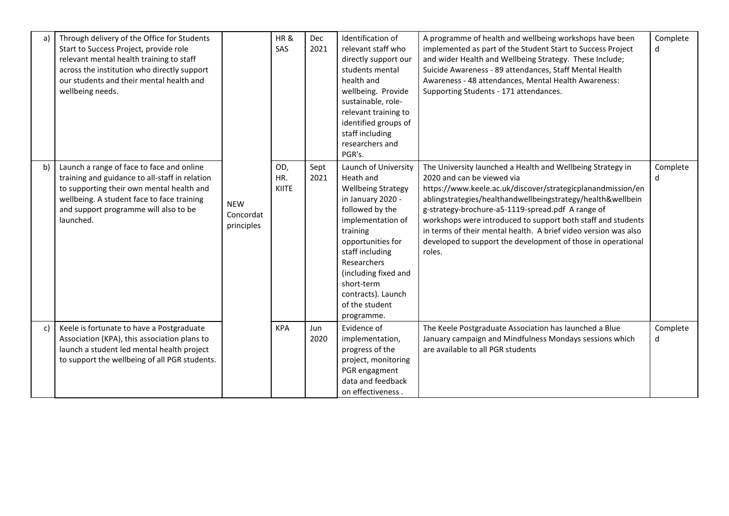| | | | | | | | |
|---|---|---|---|---|---|---|---|
| a) | Through delivery of the Office for Students Start to Success Project, provide role relevant mental health training to staff across the institution who directly support our students and their mental health and wellbeing needs. | NEW Concordat principles | HR & SAS | Dec 2021 | Identification of relevant staff who directly support our students mental health and wellbeing. Provide sustainable, role-relevant training to identified groups of staff including researchers and PGR's. | A programme of health and wellbeing workshops have been implemented as part of the Student Start to Success Project and wider Health and Wellbeing Strategy. These Include; Suicide Awareness - 89 attendances, Staff Mental Health Awareness - 48 attendances, Mental Health Awareness: Supporting Students - 171 attendances. | Completed |
| b) | Launch a range of face to face and online training and guidance to all-staff in relation to supporting their own mental health and wellbeing. A student face to face training and support programme will also to be launched. | | OD, HR. KIITE | Sept 2021 | Launch of University Heath and Wellbeing Strategy in January 2020 - followed by the implementation of training opportunities for staff including Researchers (including fixed and short-term contracts). Launch of the student programme. | The University launched a Health and Wellbeing Strategy in 2020 and can be viewed via https://www.keele.ac.uk/discover/strategicplanandmission/enablingstrategies/healthandwellbeingstrategy/health&wellbeing-strategy-brochure-a5-1119-spread.pdf A range of workshops were introduced to support both staff and students in terms of their mental health. A brief video version was also developed to support the development of those in operational roles. | Completed |
| c) | Keele is fortunate to have a Postgraduate Association (KPA), this association plans to launch a student led mental health project to support the wellbeing of all PGR students. | | KPA | Jun 2020 | Evidence of implementation, progress of the project, monitoring PGR engagment data and feedback on effectiveness . | The Keele Postgraduate Association has launched a Blue January campaign and Mindfulness Mondays sessions which are available to all PGR students | Completed |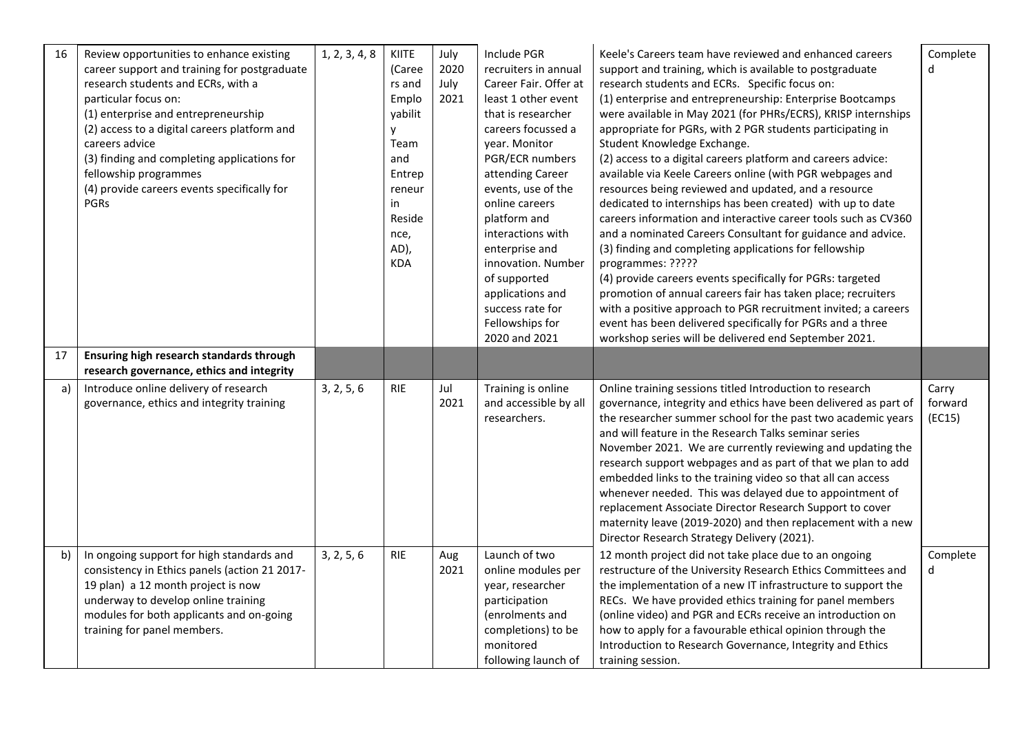| 16 | Review opportunities to enhance existing career support and training for postgraduate research students and ECRs, with a particular focus on:<br>(1) enterprise and entrepreneurship<br>(2) access to a digital careers platform and careers advice<br>(3) finding and completing applications for fellowship programmes<br>(4) provide careers events specifically for PGRs | 1, 2, 3, 4, 8 | KIITE (Careers and Employability Team and Entrepreneur in Residence, AD), KDA | July 2020 July 2021 | Include PGR recruiters in annual Career Fair. Offer at least 1 other event that is researcher careers focussed a year. Monitor PGR/ECR numbers attending Career events, use of the online careers platform and interactions with enterprise and innovation. Number of supported applications and success rate for Fellowships for 2020 and 2021 | Keele's Careers team have reviewed and enhanced careers support and training, which is available to postgraduate research students and ECRs. Specific focus on:<br>(1) enterprise and entrepreneurship: Enterprise Bootcamps were available in May 2021 (for PHRs/ECRS), KRISP internships appropriate for PGRs, with 2 PGR students participating in Student Knowledge Exchange.<br>(2) access to a digital careers platform and careers advice: available via Keele Careers online (with PGR webpages and resources being reviewed and updated, and a resource dedicated to internships has been created) with up to date careers information and interactive career tools such as CV360 and a nominated Careers Consultant for guidance and advice.<br>(3) finding and completing applications for fellowship programmes: ?????<br>(4) provide careers events specifically for PGRs: targeted promotion of annual careers fair has taken place; recruiters with a positive approach to PGR recruitment invited; a careers event has been delivered specifically for PGRs and a three workshop series will be delivered end September 2021. | Completed |
|---|---|---|---|---|---|---|---|
| 17 | **Ensuring high research standards through research governance, ethics and integrity** | | | | | | |
| a) | Introduce online delivery of research governance, ethics and integrity training | 3, 2, 5, 6 | RIE | Jul 2021 | Training is online and accessible by all researchers. | Online training sessions titled Introduction to research governance, integrity and ethics have been delivered as part of the researcher summer school for the past two academic years and will feature in the Research Talks seminar series November 2021. We are currently reviewing and updating the research support webpages and as part of that we plan to add embedded links to the training video so that all can access whenever needed. This was delayed due to appointment of replacement Associate Director Research Support to cover maternity leave (2019-2020) and then replacement with a new Director Research Strategy Delivery (2021). | Carry forward (EC15) |
| b) | In ongoing support for high standards and consistency in Ethics panels (action 21 2017-19 plan) a 12 month project is now underway to develop online training modules for both applicants and on-going training for panel members. | 3, 2, 5, 6 | RIE | Aug 2021 | Launch of two online modules per year, researcher participation (enrolments and completions) to be monitored following launch of | 12 month project did not take place due to an ongoing restructure of the University Research Ethics Committees and the implementation of a new IT infrastructure to support the RECs. We have provided ethics training for panel members (online video) and PGR and ECRs receive an introduction on how to apply for a favourable ethical opinion through the Introduction to Research Governance, Integrity and Ethics training session. | Completed |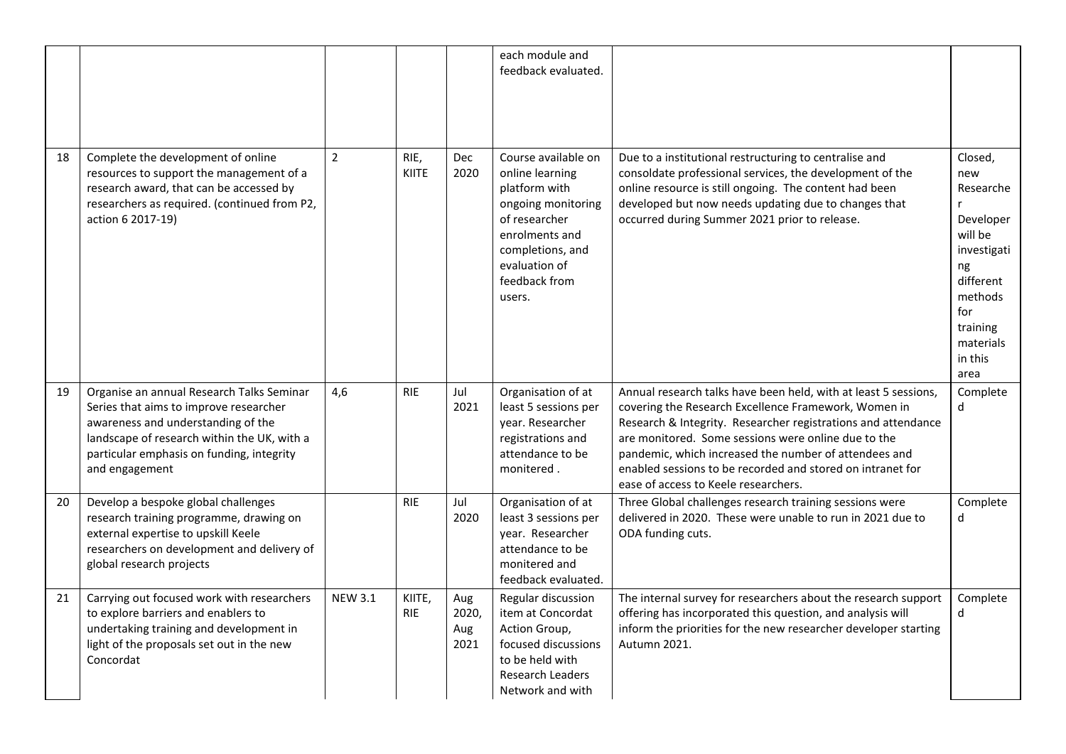| | | | | | | | |
|---|---|---|---|---|---|---|---|
| | | | | | each module and feedback evaluated. | | |
| 18 | Complete the development of online resources to support the management of a research award, that can be accessed by researchers as required. (continued from P2, action 6 2017-19) | 2 | RIE, KIITE | Dec 2020 | Course available on online learning platform with ongoing monitoring of researcher enrolments and completions, and evaluation of feedback from users. | Due to a institutional restructuring to centralise and consoldate professional services, the development of the online resource is still ongoing. The content had been developed but now needs updating due to changes that occurred during Summer 2021 prior to release. | Closed, new Researcher Developer will be investigating different methods for training materials in this area |
| 19 | Organise an annual Research Talks Seminar Series that aims to improve researcher awareness and understanding of the landscape of research within the UK, with a particular emphasis on funding, integrity and engagement | 4,6 | RIE | Jul 2021 | Organisation of at least 5 sessions per year. Researcher registrations and attendance to be monitered . | Annual research talks have been held, with at least 5 sessions, covering the Research Excellence Framework, Women in Research & Integrity. Researcher registrations and attendance are monitored. Some sessions were online due to the pandemic, which increased the number of attendees and enabled sessions to be recorded and stored on intranet for ease of access to Keele researchers. | Completed |
| 20 | Develop a bespoke global challenges research training programme, drawing on external expertise to upskill Keele researchers on development and delivery of global research projects | | RIE | Jul 2020 | Organisation of at least 3 sessions per year. Researcher attendance to be monitered and feedback evaluated. | Three Global challenges research training sessions were delivered in 2020. These were unable to run in 2021 due to ODA funding cuts. | Completed |
| 21 | Carrying out focused work with researchers to explore barriers and enablers to undertaking training and development in light of the proposals set out in the new Concordat | NEW 3.1 | KIITE, RIE | Aug 2020, Aug 2021 | Regular discussion item at Concordat Action Group, focused discussions to be held with Research Leaders Network and with | The internal survey for researchers about the research support offering has incorporated this question, and analysis will inform the priorities for the new researcher developer starting Autumn 2021. | Completed |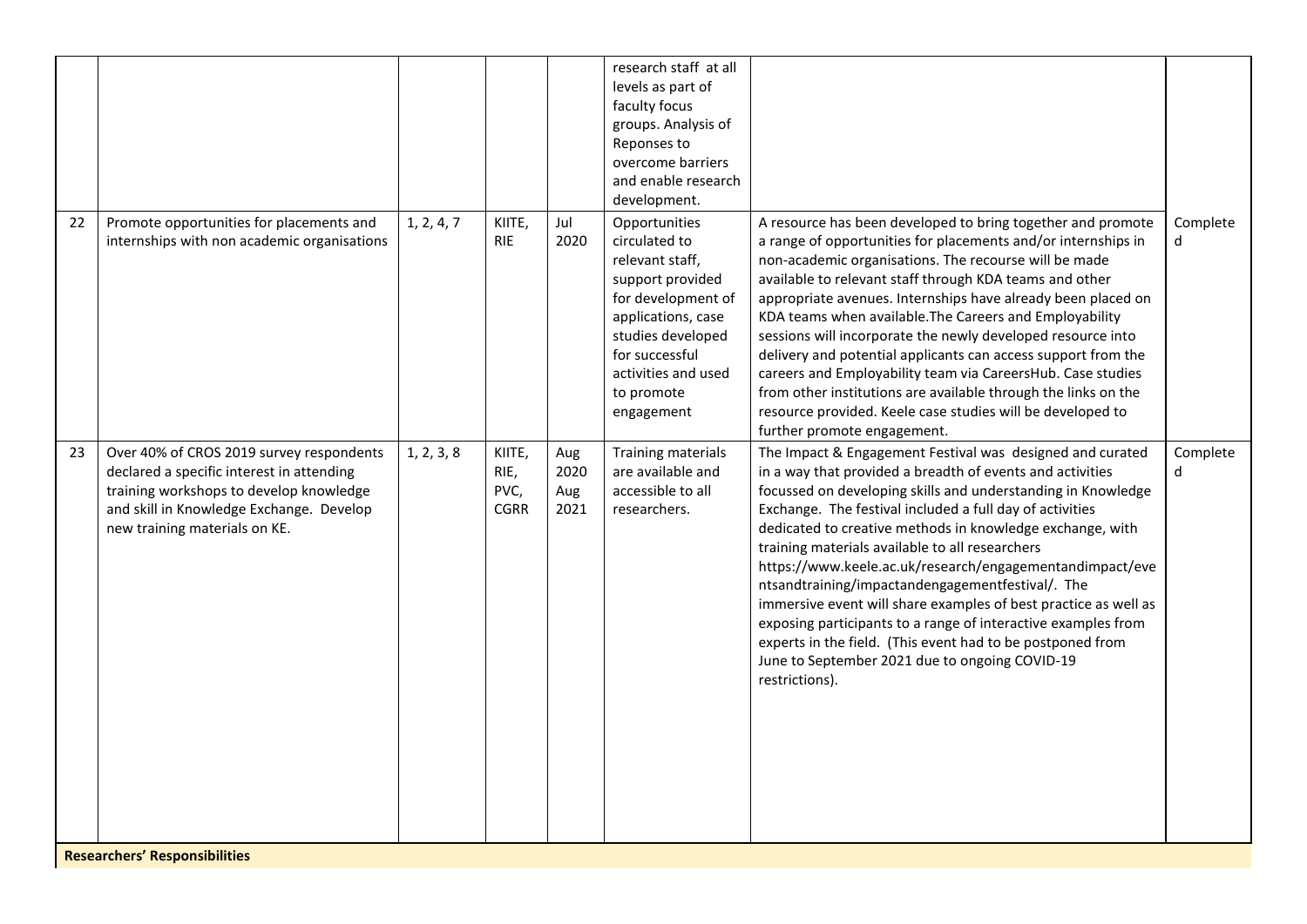| | | | | | | | |
|---|---|---|---|---|---|---|---|
| | | | | | research staff at all levels as part of faculty focus groups. Analysis of Reponses to overcome barriers and enable research development. | | |
| 22 | Promote opportunities for placements and internships with non academic organisations | 1, 2, 4, 7 | KIITE, RIE | Jul 2020 | Opportunities circulated to relevant staff, support provided for development of applications, case studies developed for successful activities and used to promote engagement | A resource has been developed to bring together and promote a range of opportunities for placements and/or internships in non-academic organisations. The recourse will be made available to relevant staff through KDA teams and other appropriate avenues. Internships have already been placed on KDA teams when available.The Careers and Employability sessions will incorporate the newly developed resource into delivery and potential applicants can access support from the careers and Employability team via CareersHub. Case studies from other institutions are available through the links on the resource provided. Keele case studies will be developed to further promote engagement. | Completed |
| 23 | Over 40% of CROS 2019 survey respondents declared a specific interest in attending training workshops to develop knowledge and skill in Knowledge Exchange. Develop new training materials on KE. | 1, 2, 3, 8 | KIITE, RIE, PVC, CGRR | Aug 2020 Aug 2021 | Training materials are available and accessible to all researchers. | The Impact & Engagement Festival was designed and curated in a way that provided a breadth of events and activities focussed on developing skills and understanding in Knowledge Exchange. The festival included a full day of activities dedicated to creative methods in knowledge exchange, with training materials available to all researchers https://www.keele.ac.uk/research/engagementandimpact/eventsandtraining/impactandengagementfestival/. The immersive event will share examples of best practice as well as exposing participants to a range of interactive examples from experts in the field. (This event had to be postponed from June to September 2021 due to ongoing COVID-19 restrictions). | Completed |

**Researchers' Responsibilities**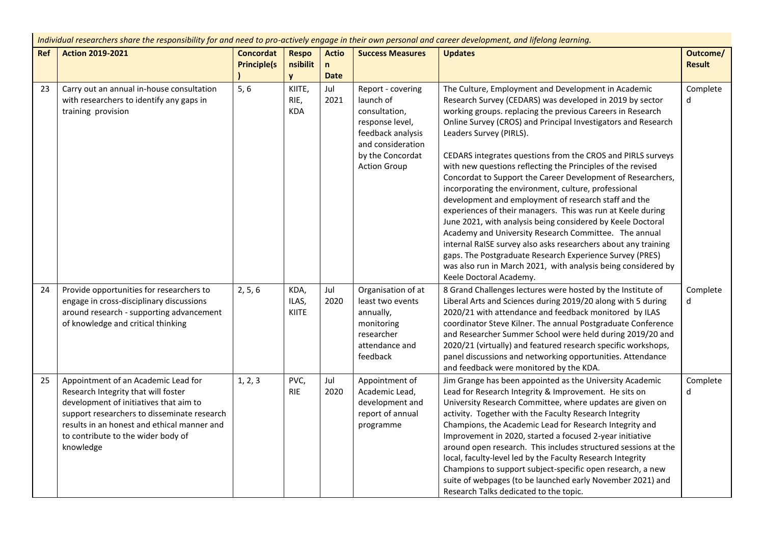*Individual researchers share the responsibility for and need to pro-actively engage in their own personal and career development, and lifelong learning.*

| Ref | Action 2019-2021 | Concordat Principle(s) | Responsibility | Action Date | Success Measures | Updates | Outcome/ Result |
|---|---|---|---|---|---|---|---|
| 23 | Carry out an annual in-house consultation with researchers to identify any gaps in training provision | 5, 6 | KIITE, RIE, KDA | Jul 2021 | Report - covering launch of consultation, response level, feedback analysis and consideration by the Concordat Action Group | The Culture, Employment and Development in Academic Research Survey (CEDARS) was developed in 2019 by sector working groups. replacing the previous Careers in Research Online Survey (CROS) and Principal Investigators and Research Leaders Survey (PIRLS). CEDARS integrates questions from the CROS and PIRLS surveys with new questions reflecting the Principles of the revised Concordat to Support the Career Development of Researchers, incorporating the environment, culture, professional development and employment of research staff and the experiences of their managers. This was run at Keele during June 2021, with analysis being considered by Keele Doctoral Academy and University Research Committee. The annual internal RaISE survey also asks researchers about any training gaps. The Postgraduate Research Experience Survey (PRES) was also run in March 2021, with analysis being considered by Keele Doctoral Academy. | Completed |
| 24 | Provide opportunities for researchers to engage in cross-disciplinary discussions around research - supporting advancement of knowledge and critical thinking | 2, 5, 6 | KDA, ILAS, KIITE | Jul 2020 | Organisation of at least two events annually, monitoring researcher attendance and feedback | 8 Grand Challenges lectures were hosted by the Institute of Liberal Arts and Sciences during 2019/20 along with 5 during 2020/21 with attendance and feedback monitored by ILAS coordinator Steve Kilner. The annual Postgraduate Conference and Researcher Summer School were held during 2019/20 and 2020/21 (virtually) and featured research specific workshops, panel discussions and networking opportunities. Attendance and feedback were monitored by the KDA. | Completed |
| 25 | Appointment of an Academic Lead for Research Integrity that will foster development of initiatives that aim to support researchers to disseminate research results in an honest and ethical manner and to contribute to the wider body of knowledge | 1, 2, 3 | PVC, RIE | Jul 2020 | Appointment of Academic Lead, development and report of annual programme | Jim Grange has been appointed as the University Academic Lead for Research Integrity & Improvement. He sits on University Research Committee, where updates are given on activity. Together with the Faculty Research Integrity Champions, the Academic Lead for Research Integrity and Improvement in 2020, started a focused 2-year initiative around open research. This includes structured sessions at the local, faculty-level led by the Faculty Research Integrity Champions to support subject-specific open research, a new suite of webpages (to be launched early November 2021) and Research Talks dedicated to the topic. | Completed |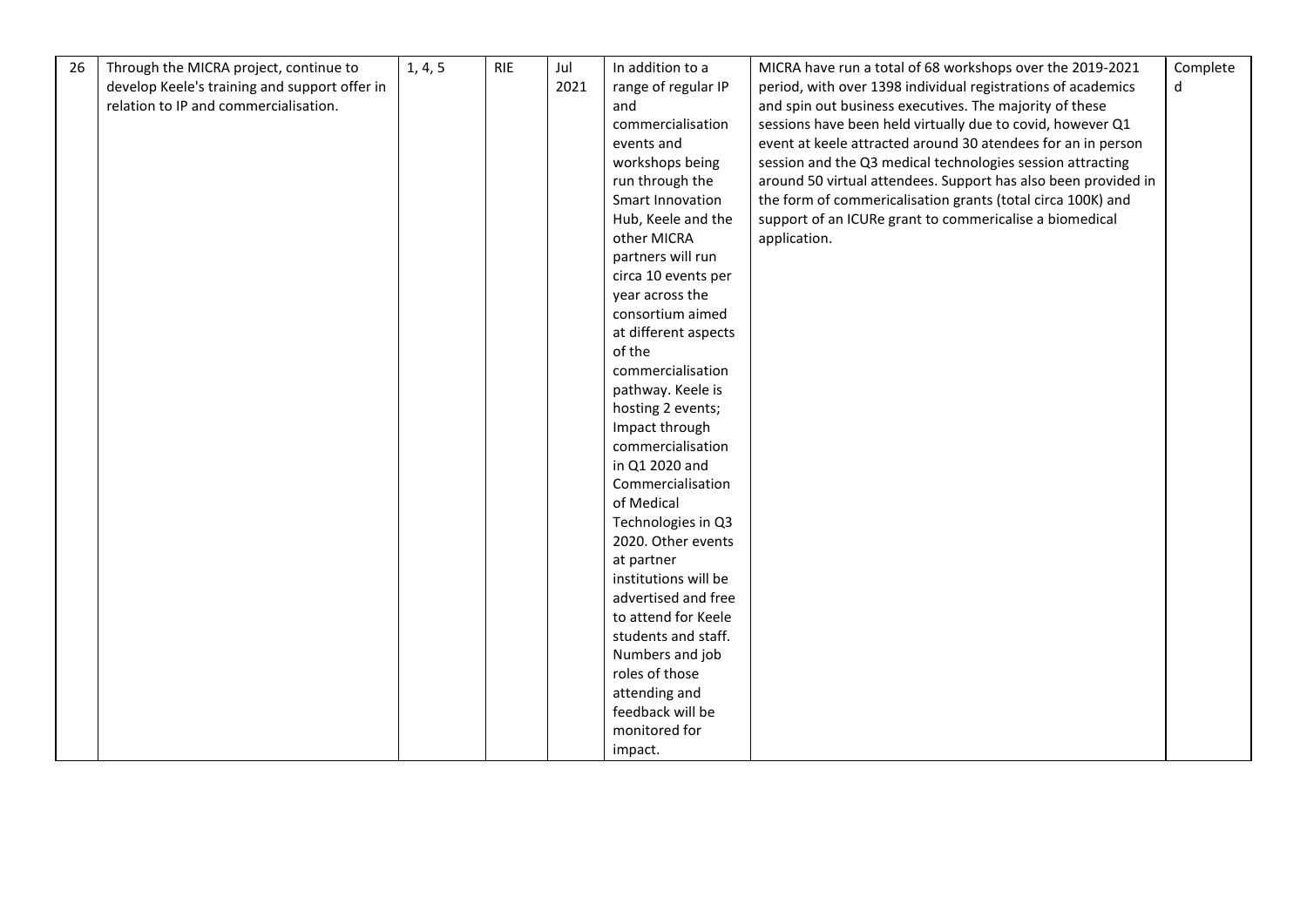| 26 | Through the MICRA project, continue to develop Keele's training and support offer in relation to IP and commercialisation. | 1, 4, 5 | RIE | Jul 2021 | In addition to a range of regular IP and commercialisation events and workshops being run through the Smart Innovation Hub, Keele and the other MICRA partners will run circa 10 events per year across the consortium aimed at different aspects of the commercialisation pathway. Keele is hosting 2 events; Impact through commercialisation in Q1 2020 and Commercialisation of Medical Technologies in Q3 2020. Other events at partner institutions will be advertised and free to attend for Keele students and staff. Numbers and job roles of those attending and feedback will be monitored for impact. | MICRA have run a total of 68 workshops over the 2019-2021 period, with over 1398 individual registrations of academics and spin out business executives. The majority of these sessions have been held virtually due to covid, however Q1 event at keele attracted around 30 atendees for an in person session and the Q3 medical technologies session attracting around 50 virtual attendees. Support has also been provided in the form of commericalisation grants (total circa 100K) and support of an ICURe grant to commericalise a biomedical application. | Completed |
|---|---|---|---|---|---|---|---|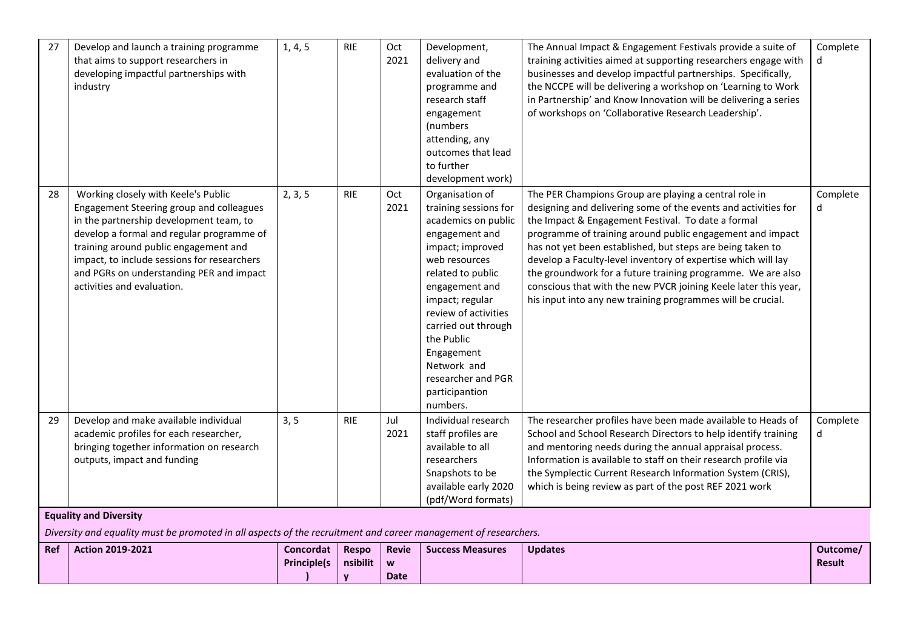| 27 | Develop and launch a training programme that aims to support researchers in developing impactful partnerships with industry | 1, 4, 5 | RIE | Oct 2021 | Development, delivery and evaluation of the programme and research staff engagement (numbers attending, any outcomes that lead to further development work) | The Annual Impact & Engagement Festivals provide a suite of training activities aimed at supporting researchers engage with businesses and develop impactful partnerships. Specifically, the NCCPE will be delivering a workshop on 'Learning to Work in Partnership' and Know Innovation will be delivering a series of workshops on 'Collaborative Research Leadership'. | Completed |
|---|---|---|---|---|---|---|---|
| 28 | Working closely with Keele's Public Engagement Steering group and colleagues in the partnership development team, to develop a formal and regular programme of training around public engagement and impact, to include sessions for researchers and PGRs on understanding PER and impact activities and evaluation. | 2, 3, 5 | RIE | Oct 2021 | Organisation of training sessions for academics on public engagement and impact; improved web resources related to public engagement and impact; regular review of activities carried out through the Public Engagement Network and researcher and PGR participantion numbers. | The PER Champions Group are playing a central role in designing and delivering some of the events and activities for the Impact & Engagement Festival. To date a formal programme of training around public engagement and impact has not yet been established, but steps are being taken to develop a Faculty-level inventory of expertise which will lay the groundwork for a future training programme. We are also conscious that with the new PVCR joining Keele later this year, his input into any new training programmes will be crucial. | Completed |
| 29 | Develop and make available individual academic profiles for each researcher, bringing together information on research outputs, impact and funding | 3, 5 | RIE | Jul 2021 | Individual research staff profiles are available to all researchers Snapshots to be available early 2020 (pdf/Word formats) | The researcher profiles have been made available to Heads of School and School Research Directors to help identify training and mentoring needs during the annual appraisal process. Information is available to staff on their research profile via the Symplectic Current Research Information System (CRIS), which is being review as part of the post REF 2021 work | Completed |

**Equality and Diversity**

*Diversity and equality must be promoted in all aspects of the recruitment and career management of researchers.*

| Ref | Action 2019-2021 | Concordat Principle(s) | Responsibility | Review Date | Success Measures | Updates | Outcome/ Result |
|---|---|---|---|---|---|---|---|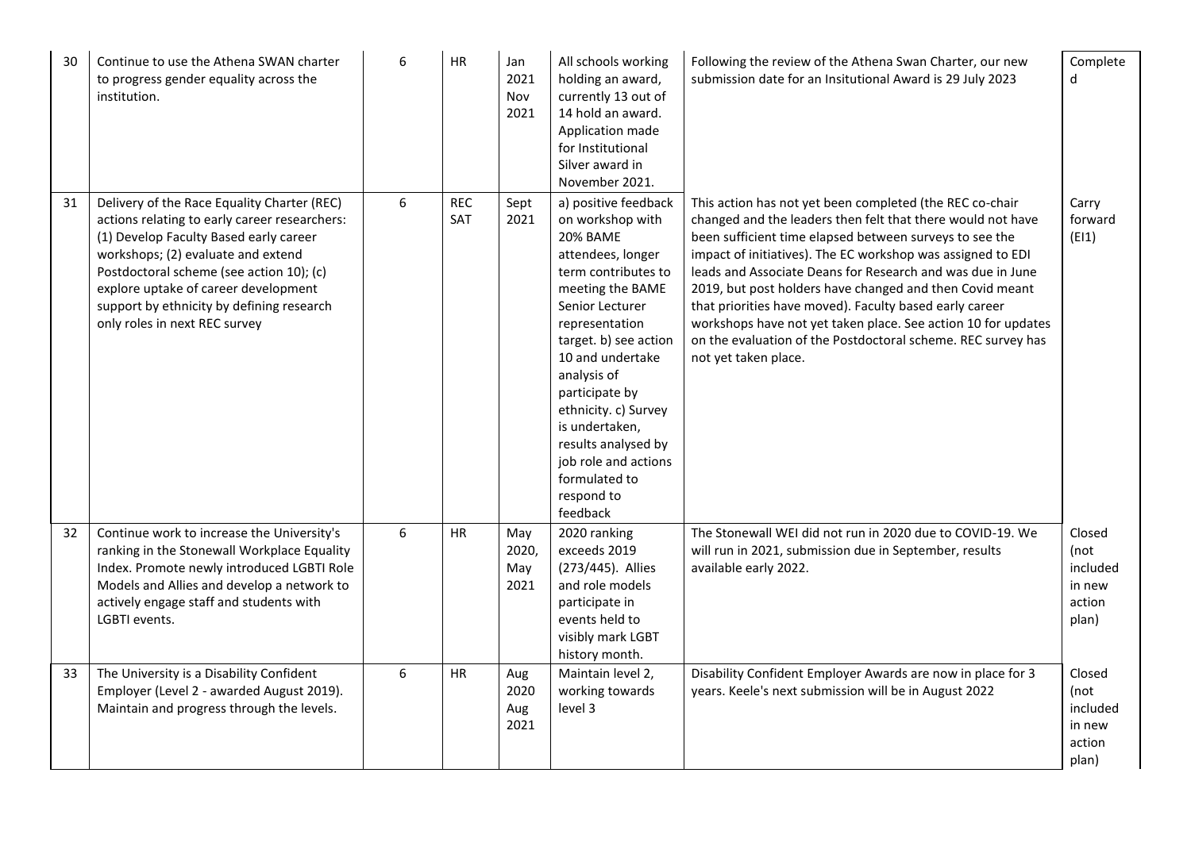| 30 | Continue to use the Athena SWAN charter to progress gender equality across the institution. | 6 | HR | Jan 2021 Nov 2021 | All schools working holding an award, currently 13 out of 14 hold an award. Application made for Institutional Silver award in November 2021. | Following the review of the Athena Swan Charter, our new submission date for an Insitutional Award is 29 July 2023 | Completed |
|---|---|---|---|---|---|---|---|
| 31 | Delivery of the Race Equality Charter (REC) actions relating to early career researchers: (1) Develop Faculty Based early career workshops; (2) evaluate and extend Postdoctoral scheme (see action 10); (c) explore uptake of career development support by ethnicity by defining research only roles in next REC survey | 6 | REC SAT | Sept 2021 | a) positive feedback on workshop with 20% BAME attendees, longer term contributes to meeting the BAME Senior Lecturer representation target. b) see action 10 and undertake analysis of participate by ethnicity. c) Survey is undertaken, results analysed by job role and actions formulated to respond to feedback | This action has not yet been completed (the REC co-chair changed and the leaders then felt that there would not have been sufficient time elapsed between surveys to see the impact of initiatives). The EC workshop was assigned to EDI leads and Associate Deans for Research and was due in June 2019, but post holders have changed and then Covid meant that priorities have moved). Faculty based early career workshops have not yet taken place. See action 10 for updates on the evaluation of the Postdoctoral scheme. REC survey has not yet taken place. | Carry forward (EI1) |
| 32 | Continue work to increase the University's ranking in the Stonewall Workplace Equality Index. Promote newly introduced LGBTI Role Models and Allies and develop a network to actively engage staff and students with LGBTI events. | 6 | HR | May 2020, May 2021 | 2020 ranking exceeds 2019 (273/445). Allies and role models participate in events held to visibly mark LGBT history month. | The Stonewall WEI did not run in 2020 due to COVID-19. We will run in 2021, submission due in September, results available early 2022. | Closed (not included in new action plan) |
| 33 | The University is a Disability Confident Employer (Level 2 - awarded August 2019). Maintain and progress through the levels. | 6 | HR | Aug 2020 Aug 2021 | Maintain level 2, working towards level 3 | Disability Confident Employer Awards are now in place for 3 years. Keele's next submission will be in August 2022 | Closed (not included in new action plan) |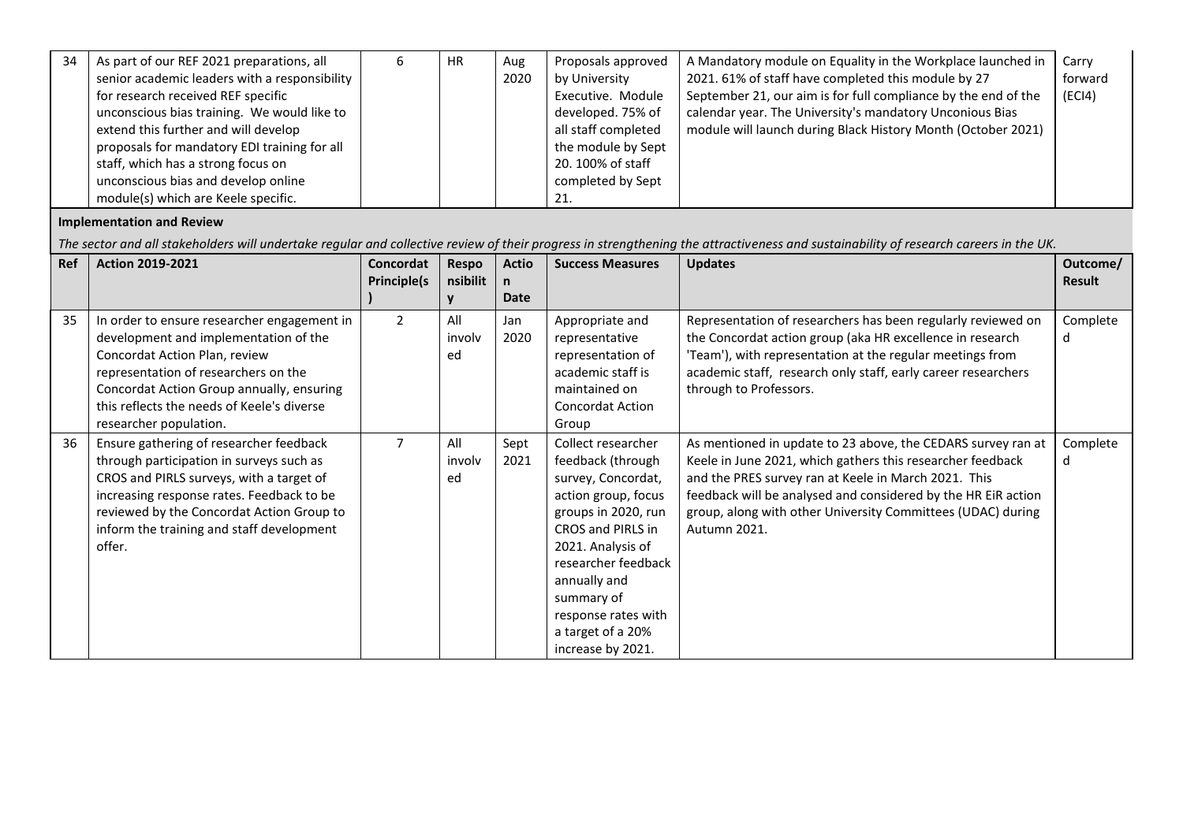| 34 | As part of our REF 2021 preparations, all senior academic leaders with a responsibility for research received REF specific unconscious bias training. We would like to extend this further and will develop proposals for mandatory EDI training for all staff, which has a strong focus on unconscious bias and develop online module(s) which are Keele specific. | 6 | HR | Aug 2020 | Proposals approved by University Executive. Module developed. 75% of all staff completed the module by Sept 20. 100% of staff completed by Sept 21. | A Mandatory module on Equality in the Workplace launched in 2021. 61% of staff have completed this module by 27 September 21, our aim is for full compliance by the end of the calendar year. The University's mandatory Unconious Bias module will launch during Black History Month (October 2021) | Carry forward (ECI4) |
|---|---|---|---|---|---|---|---|

**Implementation and Review**

*The sector and all stakeholders will undertake regular and collective review of their progress in strengthening the attractiveness and sustainability of research careers in the UK.*

| Ref | Action 2019-2021 | Concordat Principle(s) | Responsibility | Action Date | Success Measures | Updates | Outcome/ Result |
|---|---|---|---|---|---|---|---|
| 35 | In order to ensure researcher engagement in development and implementation of the Concordat Action Plan, review representation of researchers on the Concordat Action Group annually, ensuring this reflects the needs of Keele's diverse researcher population. | 2 | All involved | Jan 2020 | Appropriate and representative representation of academic staff is maintained on Concordat Action Group | Representation of researchers has been regularly reviewed on the Concordat action group (aka HR excellence in research 'Team'), with representation at the regular meetings from academic staff, research only staff, early career researchers through to Professors. | Completed |
| 36 | Ensure gathering of researcher feedback through participation in surveys such as CROS and PIRLS surveys, with a target of increasing response rates. Feedback to be reviewed by the Concordat Action Group to inform the training and staff development offer. | 7 | All involved | Sept 2021 | Collect researcher feedback (through survey, Concordat, action group, focus groups in 2020, run CROS and PIRLS in 2021. Analysis of researcher feedback annually and summary of response rates with a target of a 20% increase by 2021. | As mentioned in update to 23 above, the CEDARS survey ran at Keele in June 2021, which gathers this researcher feedback and the PRES survey ran at Keele in March 2021. This feedback will be analysed and considered by the HR EiR action group, along with other University Committees (UDAC) during Autumn 2021. | Completed |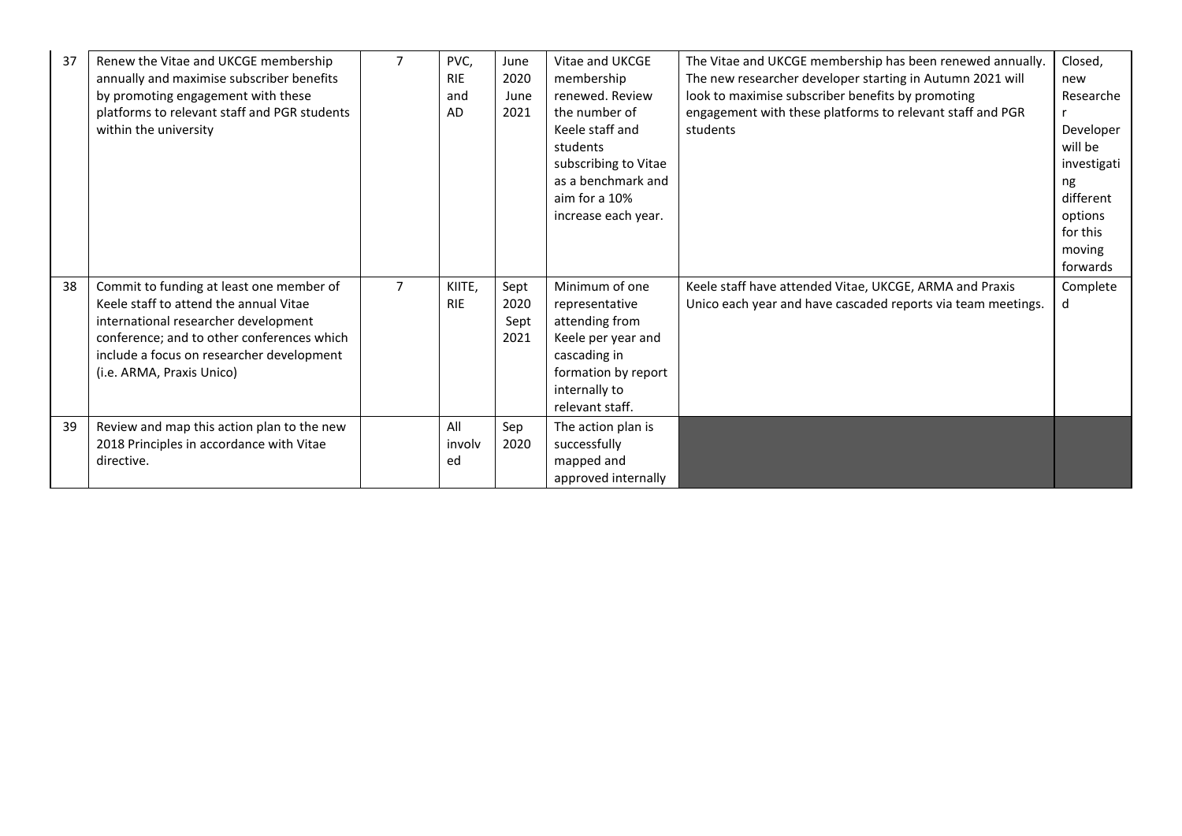| | | | | | | | |
|---|---|---|---|---|---|---|---|
| 37 | Renew the Vitae and UKCGE membership annually and maximise subscriber benefits by promoting engagement with these platforms to relevant staff and PGR students within the university | 7 | PVC, RIE and AD | June 2020 June 2021 | Vitae and UKCGE membership renewed. Review the number of Keele staff and students subscribing to Vitae as a benchmark and aim for a 10% increase each year. | The Vitae and UKCGE membership has been renewed annually. The new researcher developer starting in Autumn 2021 will look to maximise subscriber benefits by promoting engagement with these platforms to relevant staff and PGR students | Closed, new Researcher Developer will be investigating different options for this moving forwards |
| 38 | Commit to funding at least one member of Keele staff to attend the annual Vitae international researcher development conference; and to other conferences which include a focus on researcher development (i.e. ARMA, Praxis Unico) | 7 | KIITE, RIE | Sept 2020 Sept 2021 | Minimum of one representative attending from Keele per year and cascading in formation by report internally to relevant staff. | Keele staff have attended Vitae, UKCGE, ARMA and Praxis Unico each year and have cascaded reports via team meetings. | Completed |
| 39 | Review and map this action plan to the new 2018 Principles in accordance with Vitae directive. | | All involved | Sep 2020 | The action plan is successfully mapped and approved internally | | |